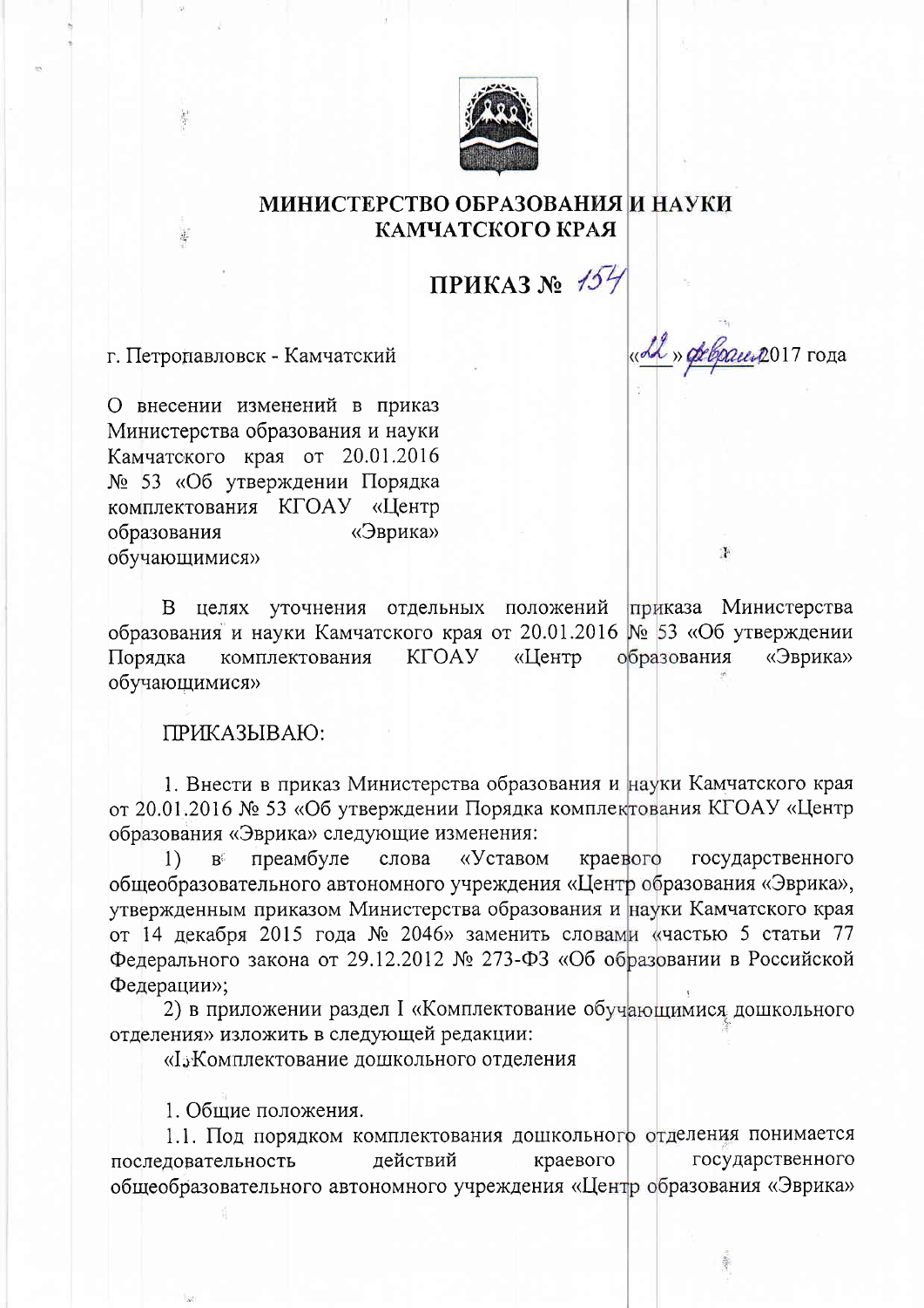# МИНИСТЕРСТВО ОБРАЗОВАНИЯ И НАУКИ КАМЧАТСКОГО КРАЯ

## ПРИКАЗ № 154

г. Петропавловск - Камчатский «22» февраля 2017 года

О внесении изменений в приказ Министерства образования и науки Камчатского края от 20.01.2016 № 53 «Об утверждении Порядка комплектования КГОАУ «Центр образования «Эврика» обучающимися»

В целях уточнения отдельных положений приказа Министерства образования и науки Камчатского края от 20.01.2016 № 53 «Об утверждении Порядка комплектования КГОАУ «Центр образования «Эврика» обучающимися»

ПРИКАЗЫВАЮ:

1. Внести в приказ Министерства образования и науки Камчатского края от 20.01.2016 № 53 «Об утверждении Порядка комплектования КГОАУ «Центр образования «Эврика» следующие изменения:

1) в преамбуле слова «Уставом краевого государственного общеобразовательного автономного учреждения «Центр образования «Эврика», утвержденным приказом Министерства образования и науки Камчатского края от 14 декабря 2015 года № 2046» заменить словами «частью 5 статьи 77 Федерального закона от 29.12.2012 № 273-ФЗ «Об образовании в Российской Федерации»;

2) в приложении раздел I «Комплектование обучающимися дошкольного отделения» изложить в следующей редакции:

«I. Комплектование дошкольного отделения

1. Общие положения.

1.1. Под порядком комплектования дошкольного отделения понимается последовательность действий краевого государственного общеобразовательного автономного учреждения «Центр образования «Эврика»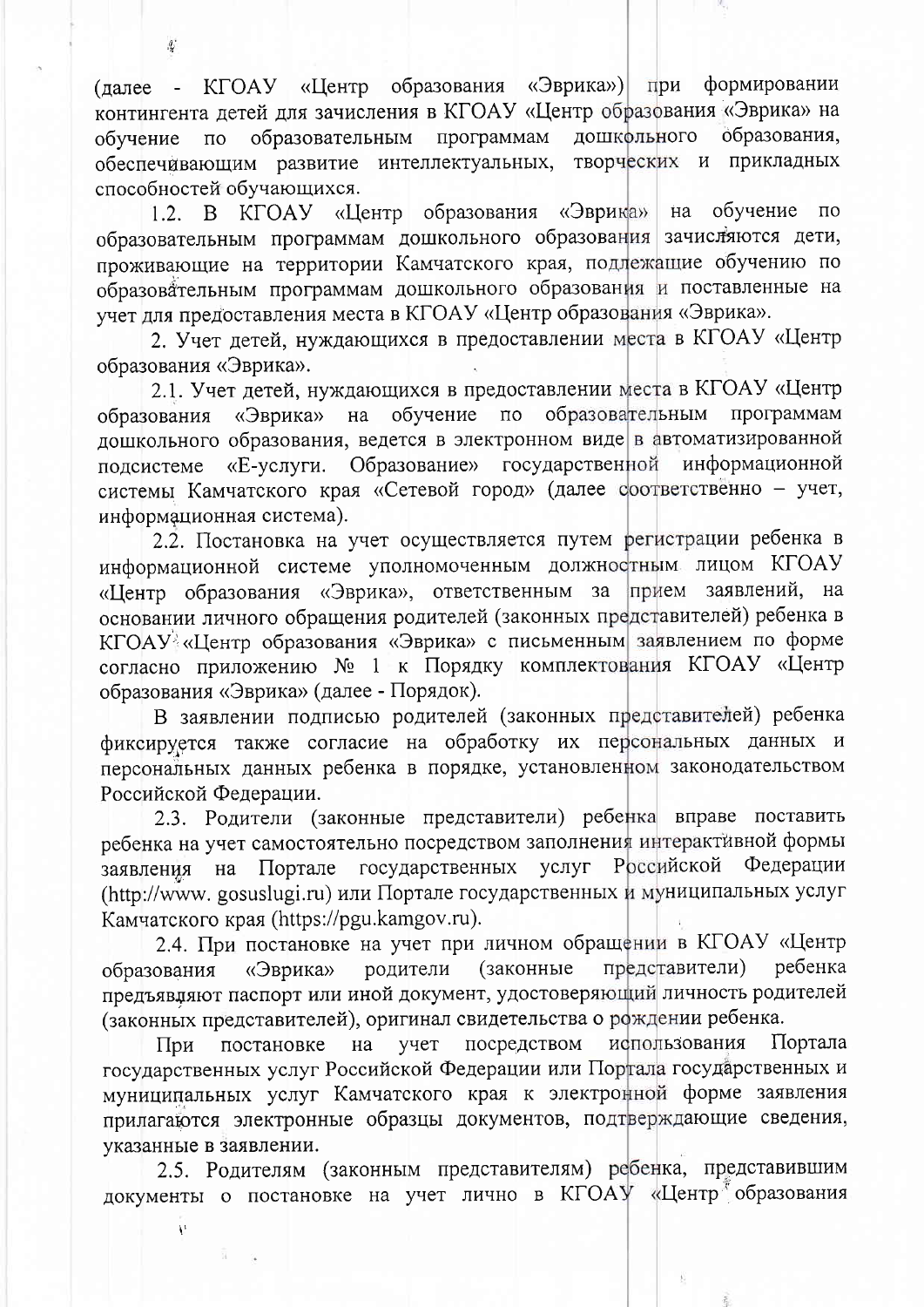(далее - КГОАУ «Центр образования «Эврика») при формировании контингента детей для зачисления в КГОАУ «Центр образования «Эврика» на обучение по образовательным программам дошкольного образования, обеспечивающим развитие интеллектуальных, творческих и прикладных способностей обучающихся.

1.2. В КГОАУ «Центр образования «Эврика» на обучение по образовательным программам дошкольного образования зачисляются дети, проживающие на территории Камчатского края, подлежащие обучению по образовательным программам дошкольного образования и поставленные на учет для предоставления места в КГОАУ «Центр образования «Эврика».

2. Учет детей, нуждающихся в предоставлении места в КГОАУ «Центр образования «Эврика».

2.1. Учет детей, нуждающихся в предоставлении места в КГОАУ «Центр образования «Эврика» на обучение по образовательным программам дошкольного образования, ведется в электронном виде в автоматизированной подсистеме «Е-услуги. Образование» государственной информационной системы Камчатского края «Сетевой город» (далее соответственно – учет, информационная система).

2.2. Постановка на учет осуществляется путем регистрации ребенка в информационной системе уполномоченным должностным лицом КГОАУ «Центр образования «Эврика», ответственным за прием заявлений, на основании личного обращения родителей (законных представителей) ребенка в КГОАУ «Центр образования «Эврика» с письменным заявлением по форме согласно приложению № 1 к Порядку комплектования КГОАУ «Центр образования «Эврика» (далее - Порядок).

В заявлении подписью родителей (законных представителей) ребенка фиксируется также согласие на обработку их персональных данных и персональных данных ребенка в порядке, установленном законодательством Российской Федерации.

2.3. Родители (законные представители) ребенка вправе поставить ребенка на учет самостоятельно посредством заполнения интерактивной формы заявления на Портале государственных услуг Российской Федерации (http://www. gosuslugi.ru) или Портале государственных и муниципальных услуг Камчатского края (https://pgu.kamgov.ru).

2.4. При постановке на учет при личном обращении в КГОАУ «Центр образования «Эврика» родители (законные представители) ребенка предъявляют паспорт или иной документ, удостоверяющий личность родителей (законных представителей), оригинал свидетельства о рождении ребенка.

При постановке на учет посредством использования Портала государственных услуг Российской Федерации или Портала государственных и муниципальных услуг Камчатского края к электронной форме заявления прилагаются электронные образцы документов, подтверждающие сведения, указанные в заявлении.

2.5. Родителям (законным представителям) ребенка, представившим документы о постановке на учет лично в КГОАУ «Центр образования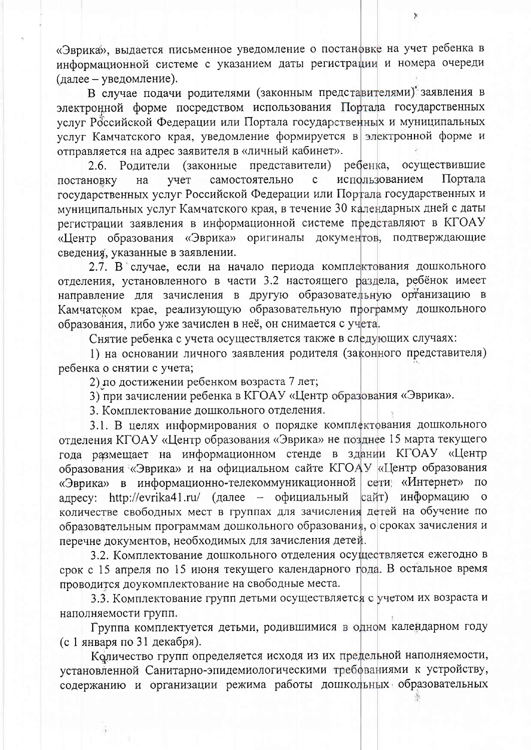«Эврика», выдается письменное уведомление о постановке на учет ребенка в информационной системе с указанием даты регистрации и номера очереди (далее – уведомление).

В случае подачи родителями (законным представителями) заявления в электронной форме посредством использования Портала государственных услуг Российской Федерации или Портала государственных и муниципальных услуг Камчатского края, уведомление формируется в электронной форме и отправляется на адрес заявителя в «личный кабинет».

2.6. Родители (законные представители) ребенка, осуществившие постановку на учет самостоятельно с использованием Портала государственных услуг Российской Федерации или Портала государственных и муниципальных услуг Камчатского края, в течение 30 календарных дней с даты регистрации заявления в информационной системе представляют в КГОАУ «Центр образования «Эврика» оригиналы документов, подтверждающие сведения, указанные в заявлении.

2.7. В случае, если на начало периода комплектования дошкольного отделения, установленного в части 3.2 настоящего раздела, ребёнок имеет направление для зачисления в другую образовательную организацию в Камчатском крае, реализующую образовательную программу дошкольного образования, либо уже зачислен в неё, он снимается с учета.

Снятие ребенка с учета осуществляется также в следующих случаях:

1) на основании личного заявления родителя (законного представителя) ребенка о снятии с учета;

2) по достижении ребенком возраста 7 лет;

3) при зачислении ребенка в КГОАУ «Центр образования «Эврика».

3. Комплектование дошкольного отделения.

3.1. В целях информирования о порядке комплектования дошкольного отделения КГОАУ «Центр образования «Эврика» не позднее 15 марта текущего года размещает на информационном стенде в здании КГОАУ «Центр образования «Эврика» и на официальном сайте КГОАУ «Центр образования «Эврика» в информационно-телекоммуникационной сети «Интернет» по адресу: http://evrika41.ru/ (далее – официальный сайт) информацию о количестве свободных мест в группах для зачисления детей на обучение по образовательным программам дошкольного образования, о сроках зачисления и перечне документов, необходимых для зачисления детей.

3.2. Комплектование дошкольного отделения осуществляется ежегодно в срок с 15 апреля по 15 июня текущего календарного года. В остальное время проводится доукомплектование на свободные места.

3.3. Комплектование групп детьми осуществляется с учетом их возраста и наполняемости групп.

Группа комплектуется детьми, родившимися в одном календарном году (с 1 января по 31 декабря).

Количество групп определяется исходя из их предельной наполняемости, установленной Санитарно-эпидемиологическими требованиями к устройству, содержанию и организации режима работы дошкольных образовательных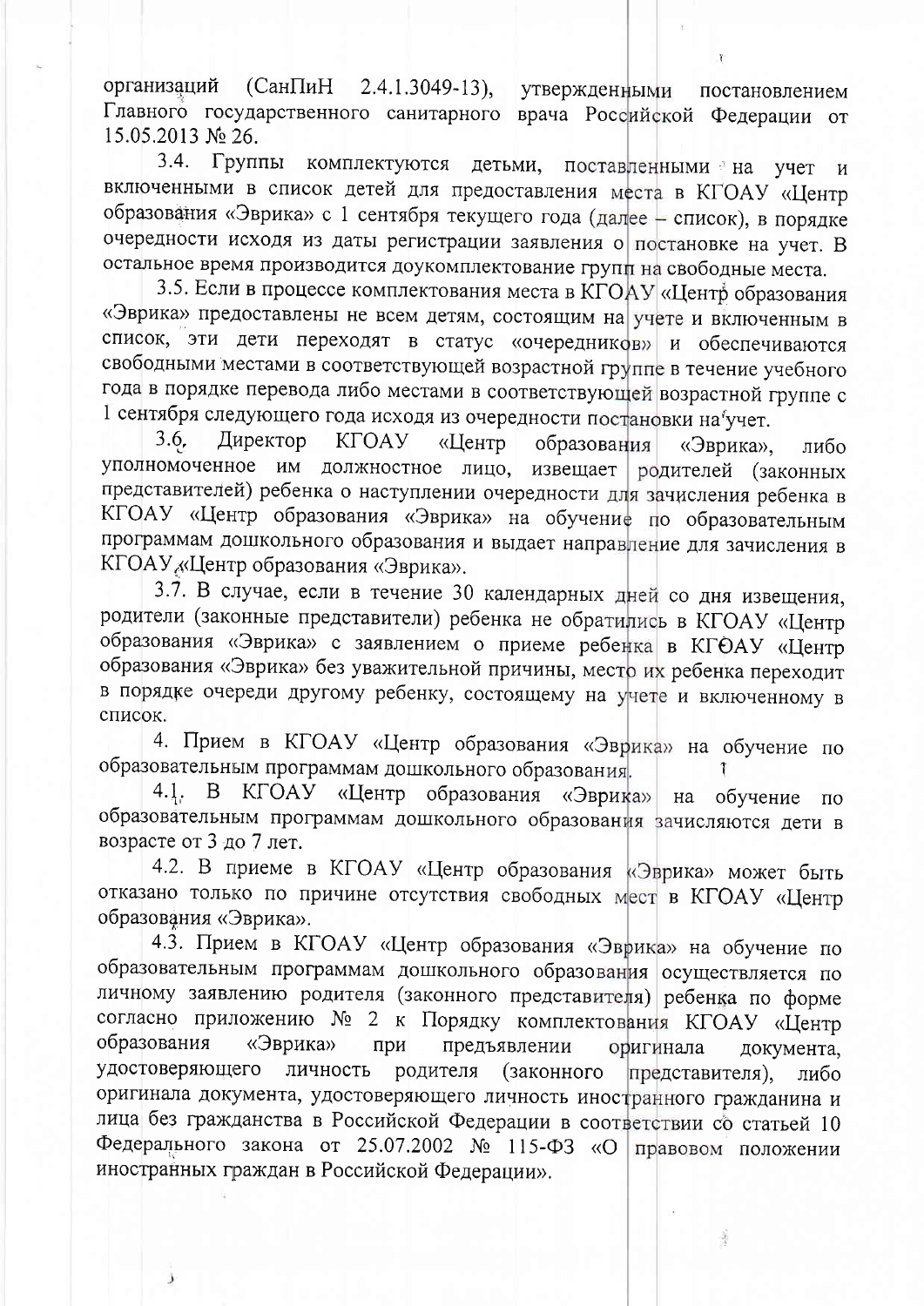организаций (СанПиН 2.4.1.3049-13), утвержденными постановлением Главного государственного санитарного врача Российской Федерации от 15.05.2013 № 26.

3.4. Группы комплектуются детьми, поставленными на учет и включенными в список детей для предоставления места в КГОАУ «Центр образования «Эврика» с 1 сентября текущего года (далее – список), в порядке очередности исходя из даты регистрации заявления о постановке на учет. В остальное время производится доукомплектование групп на свободные места.

3.5. Если в процессе комплектования места в КГОАУ «Центр образования «Эврика» предоставлены не всем детям, состоящим на учете и включенным в список, эти дети переходят в статус «очередников» и обеспечиваются свободными местами в соответствующей возрастной группе в течение учебного года в порядке перевода либо местами в соответствующей возрастной группе с 1 сентября следующего года исходя из очередности постановки на учет.

3.6. Директор КГОАУ «Центр образования «Эврика», либо уполномоченное им должностное лицо, извещает родителей (законных представителей) ребенка о наступлении очередности для зачисления ребенка в КГОАУ «Центр образования «Эврика» на обучение по образовательным программам дошкольного образования и выдает направление для зачисления в КГОАУ «Центр образования «Эврика».

3.7. В случае, если в течение 30 календарных дней со дня извещения, родители (законные представители) ребенка не обратились в КГОАУ «Центр образования «Эврика» с заявлением о приеме ребенка в КГОАУ «Центр образования «Эврика» без уважительной причины, место их ребенка переходит в порядке очереди другому ребенку, состоящему на учете и включенному в список.

4. Прием в КГОАУ «Центр образования «Эврика» на обучение по образовательным программам дошкольного образования.

4.1. В КГОАУ «Центр образования «Эврика» на обучение по образовательным программам дошкольного образования зачисляются дети в возрасте от 3 до 7 лет.

4.2. В приеме в КГОАУ «Центр образования «Эврика» может быть отказано только по причине отсутствия свободных мест в КГОАУ «Центр образования «Эврика».

4.3. Прием в КГОАУ «Центр образования «Эврика» на обучение по образовательным программам дошкольного образования осуществляется по личному заявлению родителя (законного представителя) ребенка по форме согласно приложению № 2 к Порядку комплектования КГОАУ «Центр образования «Эврика» при предъявлении оригинала документа, удостоверяющего личность родителя (законного представителя), либо оригинала документа, удостоверяющего личность иностранного гражданина и лица без гражданства в Российской Федерации в соответствии со статьей 10 Федерального закона от 25.07.2002 № 115-ФЗ «О правовом положении иностранных граждан в Российской Федерации».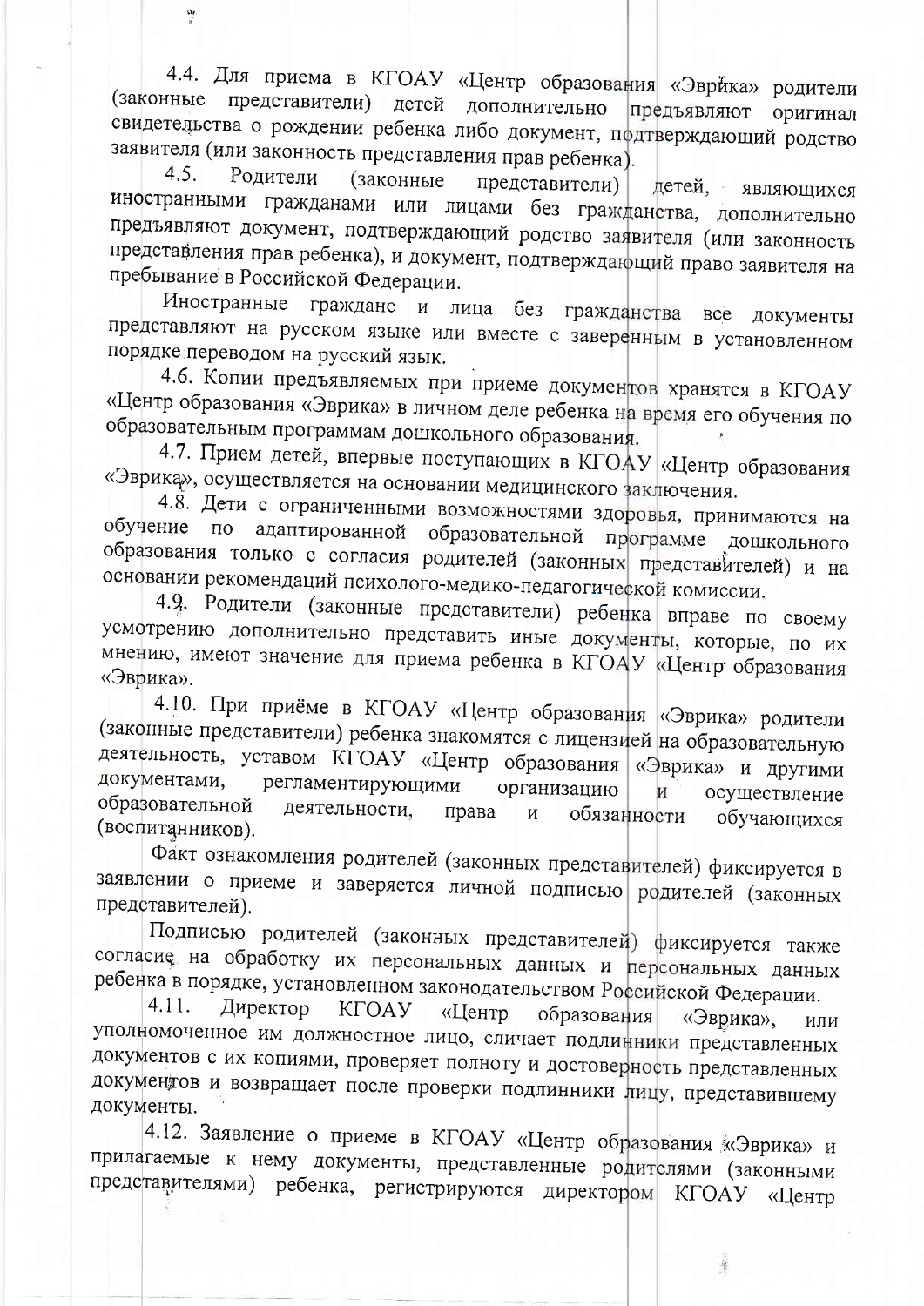4.4. Для приема в КГОАУ «Центр образования «Эврика» родители (законные представители) детей дополнительно предъявляют оригинал свидетельства о рождении ребенка либо документ, подтверждающий родство заявителя (или законность представления прав ребенка).

4.5. Родители (законные представители) детей, являющихся иностранными гражданами или лицами без гражданства, дополнительно предъявляют документ, подтверждающий родство заявителя (или законность представления прав ребенка), и документ, подтверждающий право заявителя на пребывание в Российской Федерации.

Иностранные граждане и лица без гражданства все документы представляют на русском языке или вместе с заверенным в установленном порядке переводом на русский язык.

4.6. Копии предъявляемых при приеме документов хранятся в КГОАУ «Центр образования «Эврика» в личном деле ребенка на время его обучения по образовательным программам дошкольного образования.

4.7. Прием детей, впервые поступающих в КГОАУ «Центр образования «Эврика», осуществляется на основании медицинского заключения.

4.8. Дети с ограниченными возможностями здоровья, принимаются на обучение по адаптированной образовательной программе дошкольного образования только с согласия родителей (законных представителей) и на основании рекомендаций психолого-медико-педагогической комиссии.

4.9. Родители (законные представители) ребенка вправе по своему усмотрению дополнительно представить иные документы, которые, по их мнению, имеют значение для приема ребенка в КГОАУ «Центр образования «Эврика».

4.10. При приёме в КГОАУ «Центр образования «Эврика» родители (законные представители) ребенка знакомятся с лицензией на образовательную деятельность, уставом КГОАУ «Центр образования «Эврика» и другими документами, регламентирующими организацию и осуществление образовательной деятельности, права и обязанности обучающихся (воспитанников).

Факт ознакомления родителей (законных представителей) фиксируется в заявлении о приеме и заверяется личной подписью родителей (законных представителей).

Подписью родителей (законных представителей) фиксируется также согласие на обработку их персональных данных и персональных данных ребенка в порядке, установленном законодательством Российской Федерации.

4.11. Директор КГОАУ «Центр образования «Эврика», или уполномоченное им должностное лицо, сличает подлинники представленных документов с их копиями, проверяет полноту и достоверность представленных документов и возвращает после проверки подлинники лицу, представившему документы.

4.12. Заявление о приеме в КГОАУ «Центр образования «Эврика» и прилагаемые к нему документы, представленные родителями (законными представителями) ребенка, регистрируются директором КГОАУ «Центр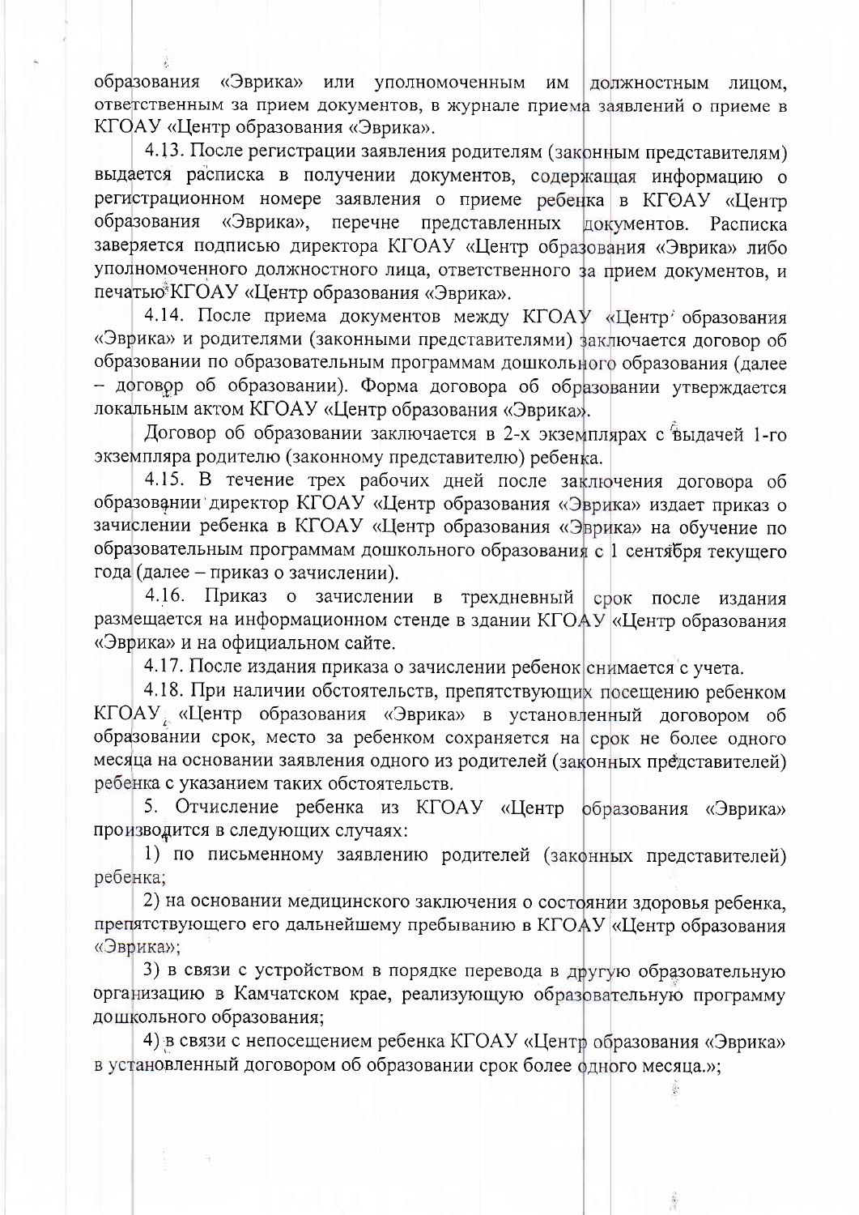образования «Эврика» или уполномоченным им должностным лицом, ответственным за прием документов, в журнале приема заявлений о приеме в КГОАУ «Центр образования «Эврика».

4.13. После регистрации заявления родителям (законным представителям) выдается расписка в получении документов, содержащая информацию о регистрационном номере заявления о приеме ребенка в КГОАУ «Центр образования «Эврика», перечне представленных документов. Расписка заверяется подписью директора КГОАУ «Центр образования «Эврика» либо уполномоченного должностного лица, ответственного за прием документов, и печатью КГОАУ «Центр образования «Эврика».

4.14. После приема документов между КГОАУ «Центр образования «Эврика» и родителями (законными представителями) заключается договор об образовании по образовательным программам дошкольного образования (далее – договор об образовании). Форма договора об образовании утверждается локальным актом КГОАУ «Центр образования «Эврика».

Договор об образовании заключается в 2-х экземплярах с выдачей 1-го экземпляра родителю (законному представителю) ребенка.

4.15. В течение трех рабочих дней после заключения договора об образовании директор КГОАУ «Центр образования «Эврика» издает приказ о зачислении ребенка в КГОАУ «Центр образования «Эврика» на обучение по образовательным программам дошкольного образования с 1 сентября текущего года (далее – приказ о зачислении).

4.16. Приказ о зачислении в трехдневный срок после издания размещается на информационном стенде в здании КГОАУ «Центр образования «Эврика» и на официальном сайте.

4.17. После издания приказа о зачислении ребенок снимается с учета.

4.18. При наличии обстоятельств, препятствующих посещению ребенком КГОАУ «Центр образования «Эврика» в установленный договором об образовании срок, место за ребенком сохраняется на срок не более одного месяца на основании заявления одного из родителей (законных представителей) ребенка с указанием таких обстоятельств.

5. Отчисление ребенка из КГОАУ «Центр образования «Эврика» производится в следующих случаях:

1) по письменному заявлению родителей (законных представителей) ребенка;

2) на основании медицинского заключения о состоянии здоровья ребенка, препятствующего его дальнейшему пребыванию в КГОАУ «Центр образования «Эврика»;

3) в связи с устройством в порядке перевода в другую образовательную организацию в Камчатском крае, реализующую образовательную программу дошкольного образования;

4) в связи с непосещением ребенка КГОАУ «Центр образования «Эврика» в установленный договором об образовании срок более одного месяца.»;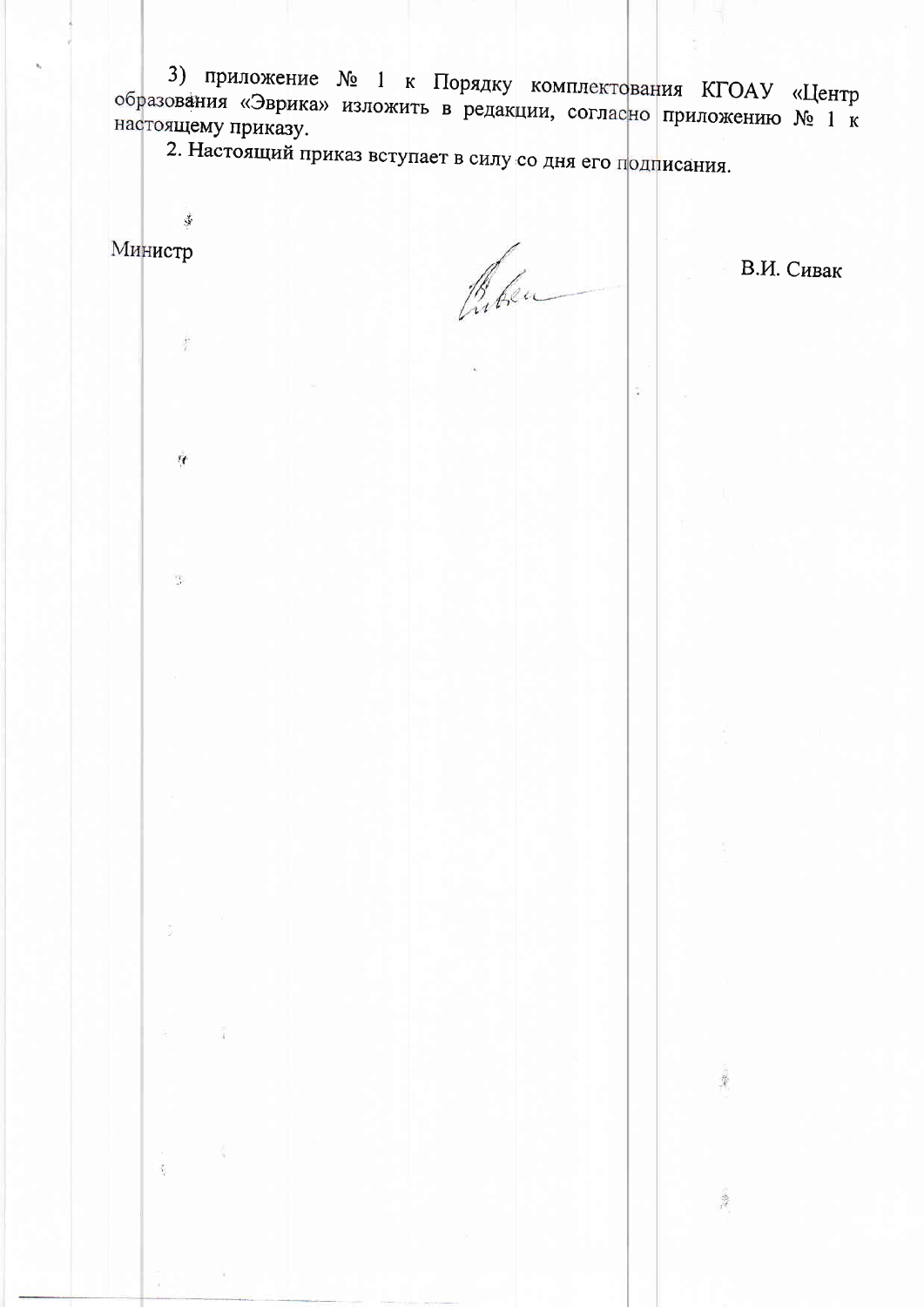3) приложение № 1 к Порядку комплектования КГОАУ «Центр образования «Эврика» изложить в редакции, согласно приложению № 1 к настоящему приказу.

2. Настоящий приказ вступает в силу со дня его подписания.

Министр В.И. Сивак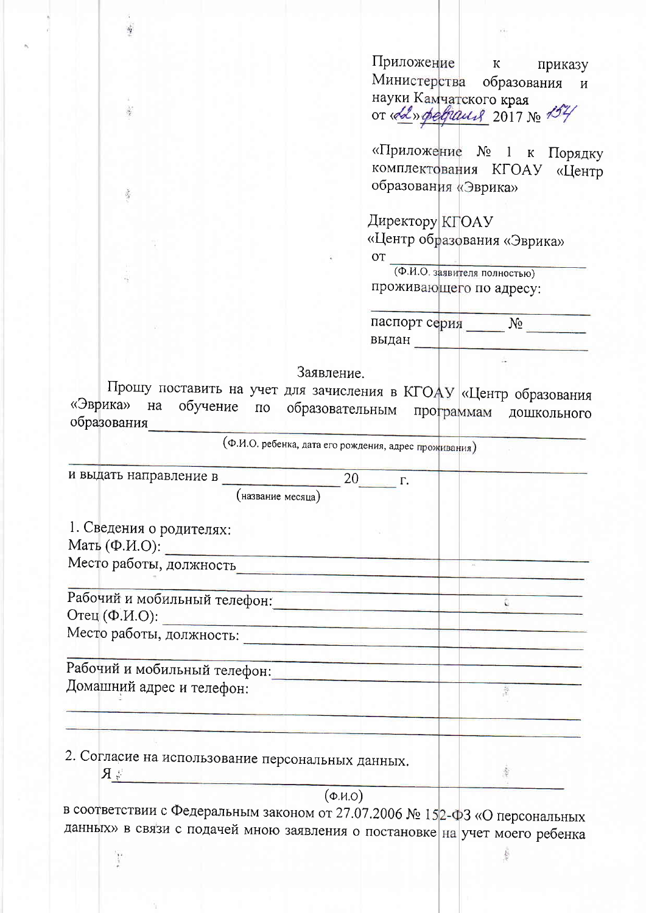Приложение к приказу Министерства образования и науки Камчатского края от «22» февраля 2017 № 154

«Приложение № 1 к Порядку комплектования КГОАУ «Центр образования «Эврика»

Директору КГОАУ
«Центр образования «Эврика»
от ______________________
(Ф.И.О. заявителя полностью)
проживающего по адресу:
______________________
паспорт серия _____ № ________
выдан ______________________

Заявление.

Прошу поставить на учет для зачисления в КГОАУ «Центр образования «Эврика» на обучение по образовательным программам дошкольного образования ______________________________________________
(Ф.И.О. ребенка, дата его рождения, адрес проживания)
______________________________________________________________

и выдать направление в ________________ 20____ г.
(название месяца)

1. Сведения о родителях:
Мать (Ф.И.О): ______________________________________________
Место работы, должность ______________________________________
______________________________________________________________
Рабочий и мобильный телефон: __________________________________
Отец (Ф.И.О): ______________________________________________
Место работы, должность: ______________________________________
______________________________________________________________
Рабочий и мобильный телефон: __________________________________
Домашний адрес и телефон:
______________________________________________________________
______________________________________________________________

2. Согласие на использование персональных данных.
Я ____________________________________________________________
(Ф.И.О)
в соответствии с Федеральным законом от 27.07.2006 № 152-ФЗ «О персональных данных» в связи с подачей мною заявления о постановке на учет моего ребенка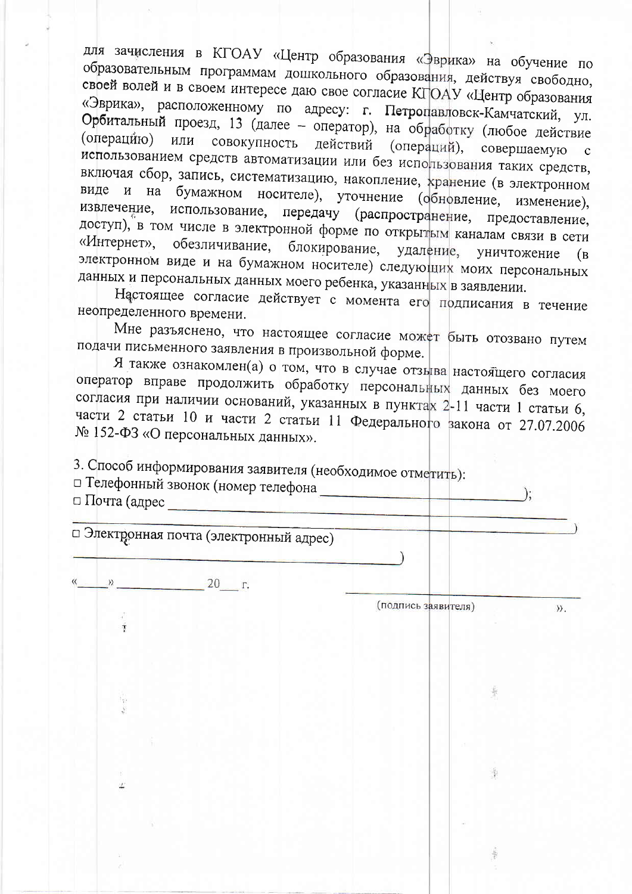для зачисления в КГОАУ «Центр образования «Эврика» на обучение по образовательным программам дошкольного образования, действуя свободно, своей волей и в своем интересе даю свое согласие КГОАУ «Центр образования «Эврика», расположенному по адресу: г. Петропавловск-Камчатский, ул. Орбитальный проезд, 13 (далее – оператор), на обработку (любое действие (операцию) или совокупность действий (операций), совершаемую с использованием средств автоматизации или без использования таких средств, включая сбор, запись, систематизацию, накопление, хранение (в электронном виде и на бумажном носителе), уточнение (обновление, изменение), извлечение, использование, передачу (распространение, предоставление, доступ), в том числе в электронной форме по открытым каналам связи в сети «Интернет», обезличивание, блокирование, удаление, уничтожение (в электронном виде и на бумажном носителе) следующих моих персональных данных и персональных данных моего ребенка, указанных в заявлении.

Настоящее согласие действует с момента его подписания в течение неопределенного времени.

Мне разъяснено, что настоящее согласие может быть отозвано путем подачи письменного заявления в произвольной форме.

Я также ознакомлен(а) о том, что в случае отзыва настоящего согласия оператор вправе продолжить обработку персональных данных без моего согласия при наличии оснований, указанных в пунктах 2-11 части 1 статьи 6, части 2 статьи 10 и части 2 статьи 11 Федерального закона от 27.07.2006 № 152-ФЗ «О персональных данных».

3. Способ информирования заявителя (необходимое отметить):

□ Телефонный звонок (номер телефона ____________________);

□ Почта (адрес ________________________________________
______________________________________________________)

□ Электронная почта (электронный адрес)
____________________________________)

«____» ____________ 20___ г.

______________________________
(подпись заявителя) ».